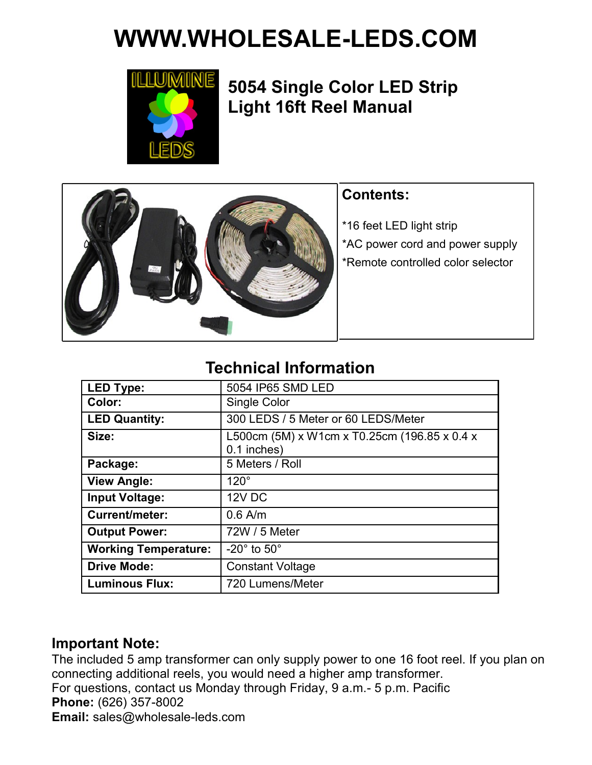# WWW.WHOLESALE-LEDS.COM

## 5054 Single Color LED Strip Light 16ft Reel Manual

### Contents:

*16 feet LED light strip
*AC power cord and power supply
*Remote controlled color selector

## Technical Information

| | |
|---|---|
| **LED Type:** | 5054 IP65 SMD LED |
| **Color:** | Single Color |
| **LED Quantity:** | 300 LEDS / 5 Meter or 60 LEDS/Meter |
| **Size:** | L500cm (5M) x W1cm x T0.25cm (196.85 x 0.4 x 0.1 inches) |
| **Package:** | 5 Meters / Roll |
| **View Angle:** | 120° |
| **Input Voltage:** | 12V DC |
| **Current/meter:** | 0.6 A/m |
| **Output Power:** | 72W / 5 Meter |
| **Working Temperature:** | -20° to 50° |
| **Drive Mode:** | Constant Voltage |
| **Luminous Flux:** | 720 Lumens/Meter |

### Important Note:

The included 5 amp transformer can only supply power to one 16 foot reel. If you plan on connecting additional reels, you would need a higher amp transformer.
For questions, contact us Monday through Friday, 9 a.m.- 5 p.m. Pacific
**Phone:** (626) 357-8002
**Email:** sales@wholesale-leds.com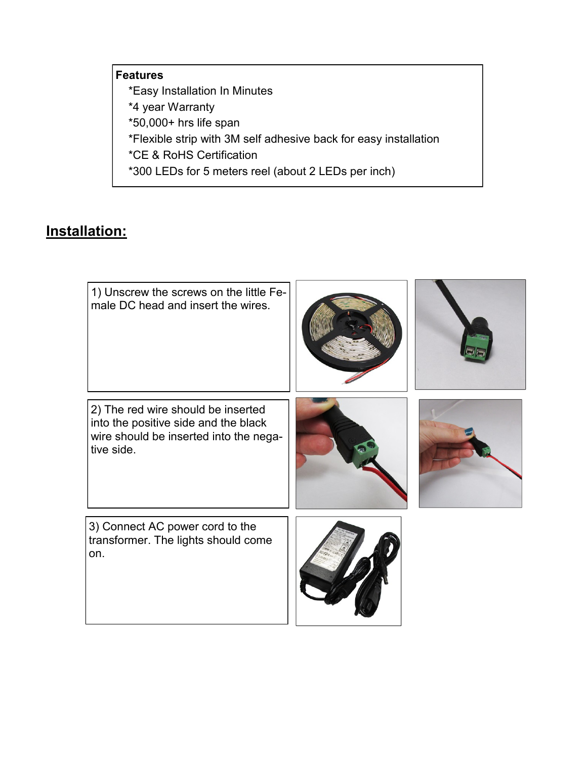**Features**

*Easy Installation In Minutes
*4 year Warranty
*50,000+ hrs life span
*Flexible strip with 3M self adhesive back for easy installation
*CE & RoHS Certification
*300 LEDs for 5 meters reel (about 2 LEDs per inch)

## Installation:

1) Unscrew the screws on the little Female DC head and insert the wires.

2) The red wire should be inserted into the positive side and the black wire should be inserted into the negative side.

3) Connect AC power cord to the transformer. The lights should come on.